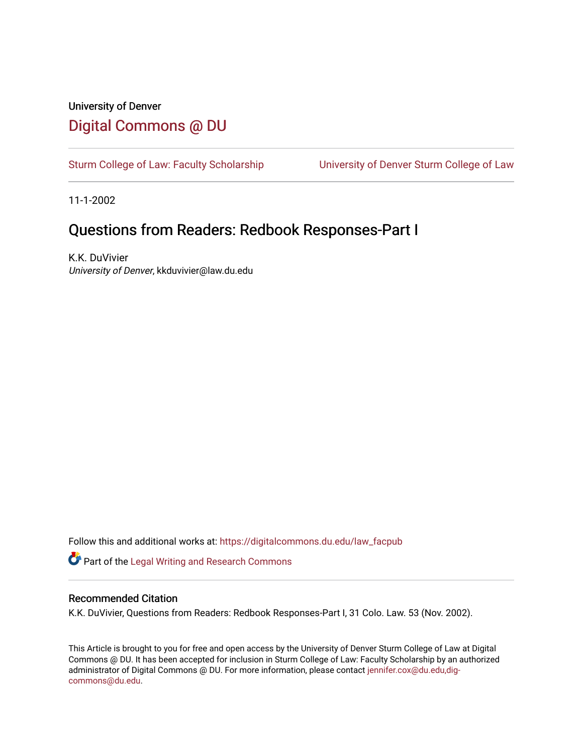University of Denver

# Digital Commons @ DU

Sturm College of Law: Faculty Scholarship | University of Denver Sturm College of Law

11-1-2002

## Questions from Readers: Redbook Responses-Part I

K.K. DuVivier
*University of Denver*, kkduvivier@law.du.edu

Follow this and additional works at: https://digitalcommons.du.edu/law_facpub

Part of the Legal Writing and Research Commons

### Recommended Citation

K.K. DuVivier, Questions from Readers: Redbook Responses-Part I, 31 Colo. Law. 53 (Nov. 2002).

This Article is brought to you for free and open access by the University of Denver Sturm College of Law at Digital Commons @ DU. It has been accepted for inclusion in Sturm College of Law: Faculty Scholarship by an authorized administrator of Digital Commons @ DU. For more information, please contact jennifer.cox@du.edu,dig-commons@du.edu.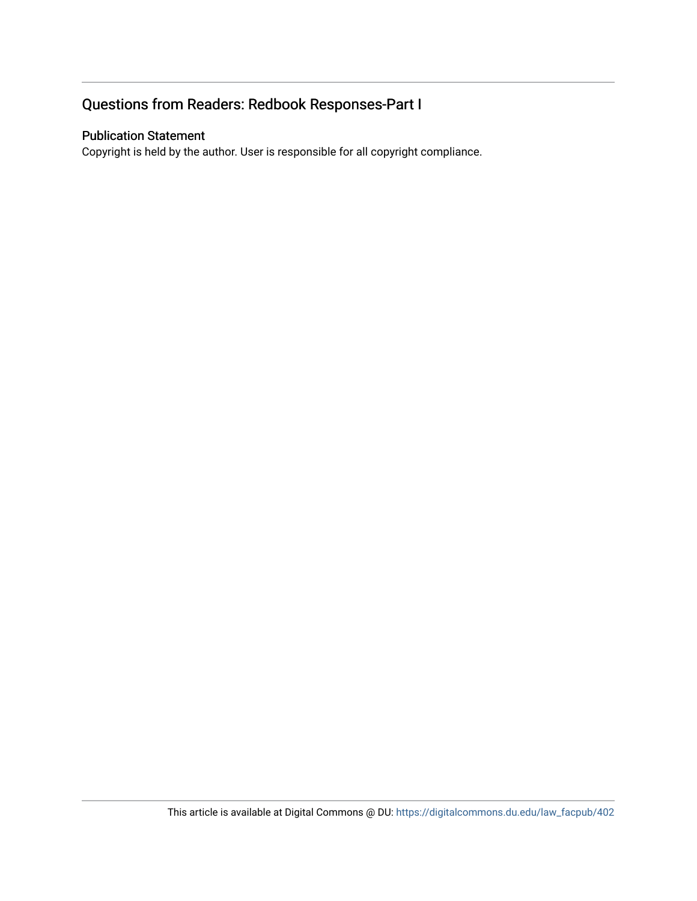## Questions from Readers: Redbook Responses-Part I

### Publication Statement

Copyright is held by the author. User is responsible for all copyright compliance.

This article is available at Digital Commons @ DU: https://digitalcommons.du.edu/law_facpub/402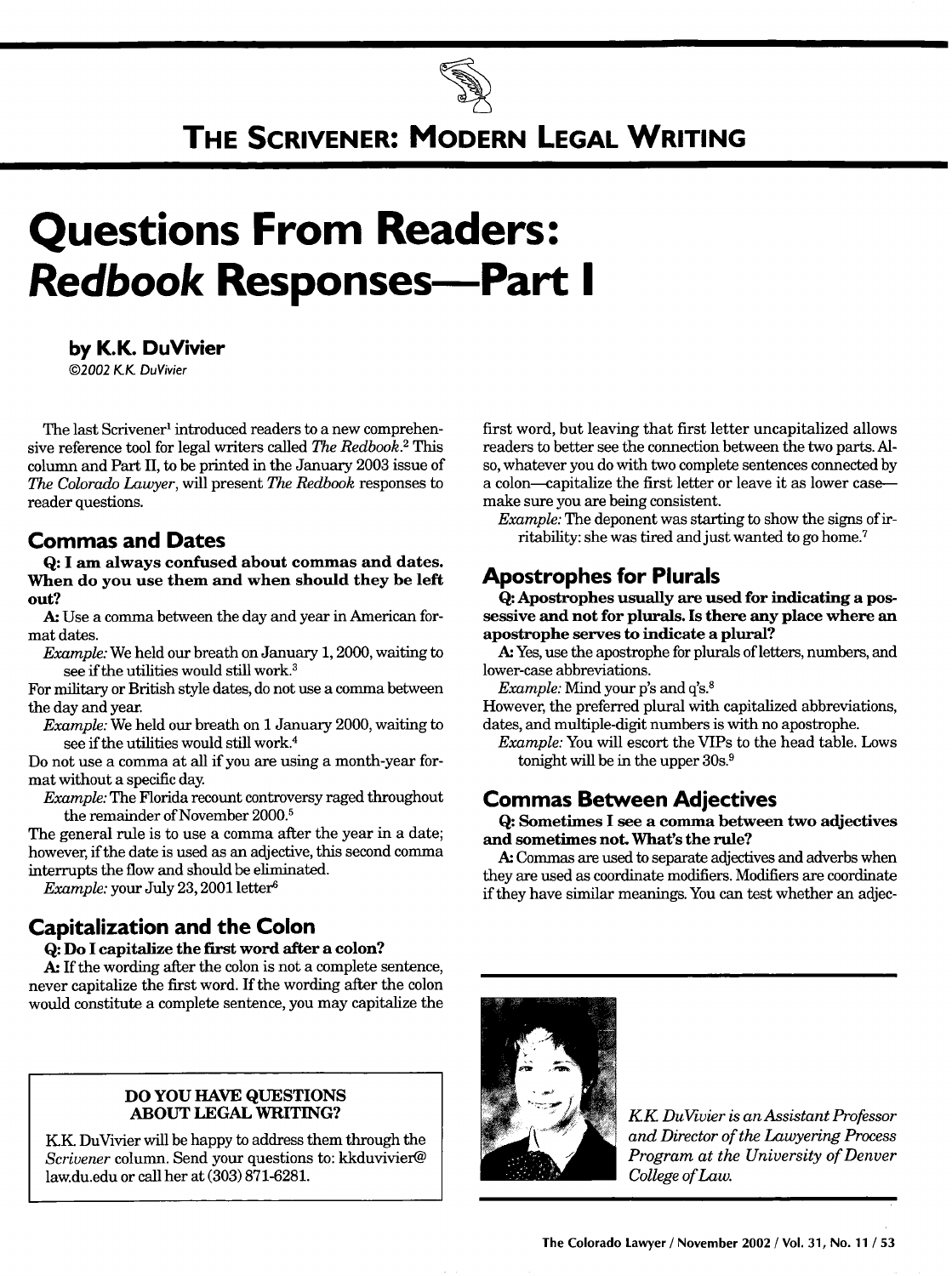# THE SCRIVENER: MODERN LEGAL WRITING

# Questions From Readers: *Redbook* Responses—Part I

### by K.K. DuVivier

*©2002 K.K. DuVivier*

The last Scrivener[1] introduced readers to a new comprehensive reference tool for legal writers called *The Redbook*.[2] This column and Part II, to be printed in the January 2003 issue of *The Colorado Lawyer*, will present *The Redbook* responses to reader questions.

## Commas and Dates

**Q: I am always confused about commas and dates. When do you use them and when should they be left out?**

A: Use a comma between the day and year in American format dates.

*Example:* We held our breath on January 1, 2000, waiting to see if the utilities would still work.[3]

For military or British style dates, do not use a comma between the day and year.

*Example:* We held our breath on 1 January 2000, waiting to see if the utilities would still work.[4]

Do not use a comma at all if you are using a month-year format without a specific day.

*Example:* The Florida recount controversy raged throughout the remainder of November 2000.[5]

The general rule is to use a comma after the year in a date; however, if the date is used as an adjective, this second comma interrupts the flow and should be eliminated.

*Example:* your July 23, 2001 letter[6]

## Capitalization and the Colon

**Q: Do I capitalize the first word after a colon?**

A: If the wording after the colon is not a complete sentence, never capitalize the first word. If the wording after the colon would constitute a complete sentence, you may capitalize the first word, but leaving that first letter uncapitalized allows readers to better see the connection between the two parts. Also, whatever you do with two complete sentences connected by a colon—capitalize the first letter or leave it as lower case—make sure you are being consistent.

*Example:* The deponent was starting to show the signs of irritability: she was tired and just wanted to go home.[7]

## Apostrophes for Plurals

**Q: Apostrophes usually are used for indicating a possessive and not for plurals. Is there any place where an apostrophe serves to indicate a plural?**

A: Yes, use the apostrophe for plurals of letters, numbers, and lower-case abbreviations.

*Example:* Mind your p's and q's.[8]

However, the preferred plural with capitalized abbreviations, dates, and multiple-digit numbers is with no apostrophe.

*Example:* You will escort the VIPs to the head table. Lows tonight will be in the upper 30s.[9]

## Commas Between Adjectives

**Q: Sometimes I see a comma between two adjectives and sometimes not. What's the rule?**

A: Commas are used to separate adjectives and adverbs when they are used as coordinate modifiers. Modifiers are coordinate if they have similar meanings. You can test whether an adjec-

---

**DO YOU HAVE QUESTIONS ABOUT LEGAL WRITING?**

K.K. DuVivier will be happy to address them through the *Scrivener* column. Send your questions to: kkduvivier@law.du.edu or call her at (303) 871-6281.

---

*K.K. DuVivier is an Assistant Professor and Director of the Lawyering Process Program at the University of Denver College of Law.*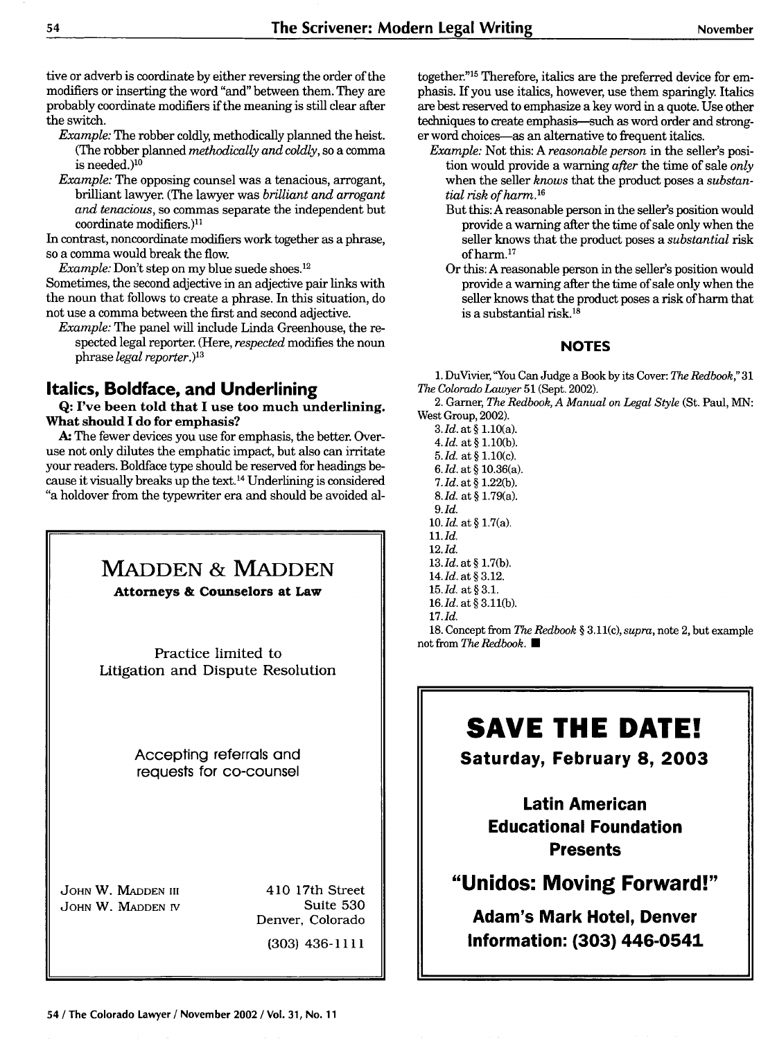tive or adverb is coordinate by either reversing the order of the modifiers or inserting the word "and" between them. They are probably coordinate modifiers if the meaning is still clear after the switch.

*Example:* The robber coldly, methodically planned the heist. (The robber planned *methodically and coldly*, so a comma is needed.)[10]

*Example:* The opposing counsel was a tenacious, arrogant, brilliant lawyer. (The lawyer was *brilliant and arrogant and tenacious*, so commas separate the independent but coordinate modifiers.)[11]

In contrast, noncoordinate modifiers work together as a phrase, so a comma would break the flow.

*Example:* Don't step on my blue suede shoes.[12]

Sometimes, the second adjective in an adjective pair links with the noun that follows to create a phrase. In this situation, do not use a comma between the first and second adjective.

*Example:* The panel will include Linda Greenhouse, the respected legal reporter. (Here, *respected* modifies the noun phrase *legal reporter*.)[13]

## Italics, Boldface, and Underlining

**Q: I've been told that I use too much underlining. What should I do for emphasis?**

**A:** The fewer devices you use for emphasis, the better. Overuse not only dilutes the emphatic impact, but also can irritate your readers. Boldface type should be reserved for headings because it visually breaks up the text.[14] Underlining is considered "a holdover from the typewriter era and should be avoided altogether."[15] Therefore, italics are the preferred device for emphasis. If you use italics, however, use them sparingly. Italics are best reserved to emphasize a key word in a quote. Use other techniques to create emphasis—such as word order and stronger word choices—as an alternative to frequent italics.

*Example:* Not this: A *reasonable person* in the seller's position would provide a warning *after* the time of sale *only* when the seller *knows* that the product poses a *substantial risk of harm*.[16]

But this: A reasonable person in the seller's position would provide a warning after the time of sale only when the seller knows that the product poses a *substantial* risk of harm.[17]

Or this: A reasonable person in the seller's position would provide a warning after the time of sale only when the seller knows that the product poses a risk of harm that is a substantial risk.[18]

**MADDEN & MADDEN**
**Attorneys & Counselors at Law**

Practice limited to
Litigation and Dispute Resolution

Accepting referrals and
requests for co-counsel

JOHN W. MADDEN III
JOHN W. MADDEN IV

410 17th Street
Suite 530
Denver, Colorado
(303) 436-1111

### NOTES

1. DuVivier, "You Can Judge a Book by its Cover: *The Redbook*," 31 *The Colorado Lawyer* 51 (Sept. 2002).
2. Garner, *The Redbook, A Manual on Legal Style* (St. Paul, MN: West Group, 2002).
3. *Id.* at § 1.10(a).
4. *Id.* at § 1.10(b).
5. *Id.* at § 1.10(c).
6. *Id.* at § 10.36(a).
7. *Id.* at § 1.22(b).
8. *Id.* at § 1.79(a).
9. *Id.*
10. *Id.* at § 1.7(a).
11. *Id.*
12. *Id.*
13. *Id.* at § 1.7(b).
14. *Id.* at § 3.12.
15. *Id.* at § 3.1.
16. *Id.* at § 3.11(b).
17. *Id.*
18. Concept from *The Redbook* § 3.11(c), *supra*, note 2, but example not from *The Redbook*. ■

**SAVE THE DATE!**
**Saturday, February 8, 2003**

**Latin American Educational Foundation Presents**

**"Unidos: Moving Forward!"**

**Adam's Mark Hotel, Denver**
**Information: (303) 446-0541**